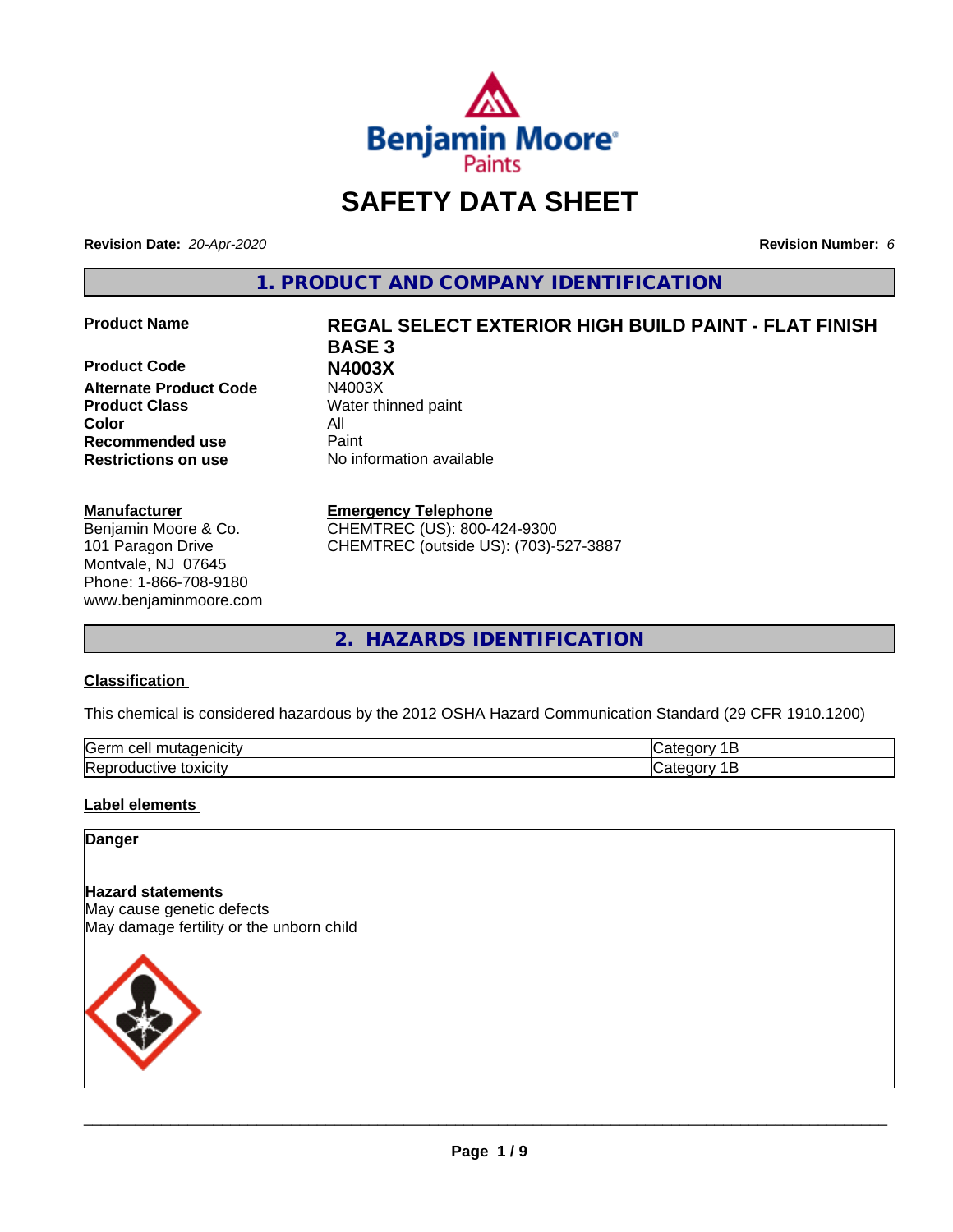# SAFETY DATA SHEET

**Revision Date:** *20-Apr-2020* **Revision Number:** *6*

## 1. PRODUCT AND COMPANY IDENTIFICATION

| | |
|---|---|
| **Product Name** | **REGAL SELECT EXTERIOR HIGH BUILD PAINT - FLAT FINISH BASE 3** |
| **Product Code** | **N4003X** |
| **Alternate Product Code** | N4003X |
| **Product Class** | Water thinned paint |
| **Color** | All |
| **Recommended use** | Paint |
| **Restrictions on use** | No information available |

**Manufacturer**
Benjamin Moore & Co.
101 Paragon Drive
Montvale, NJ 07645
Phone: 1-866-708-9180
www.benjaminmoore.com

**Emergency Telephone**
CHEMTREC (US): 800-424-9300
CHEMTREC (outside US): (703)-527-3887

## 2. HAZARDS IDENTIFICATION

### Classification

This chemical is considered hazardous by the 2012 OSHA Hazard Communication Standard (29 CFR 1910.1200)

| | |
|---|---|
| Germ cell mutagenicity | Category 1B |
| Reproductive toxicity | Category 1B |

### Label elements

**Danger**

**Hazard statements**
May cause genetic defects
May damage fertility or the unborn child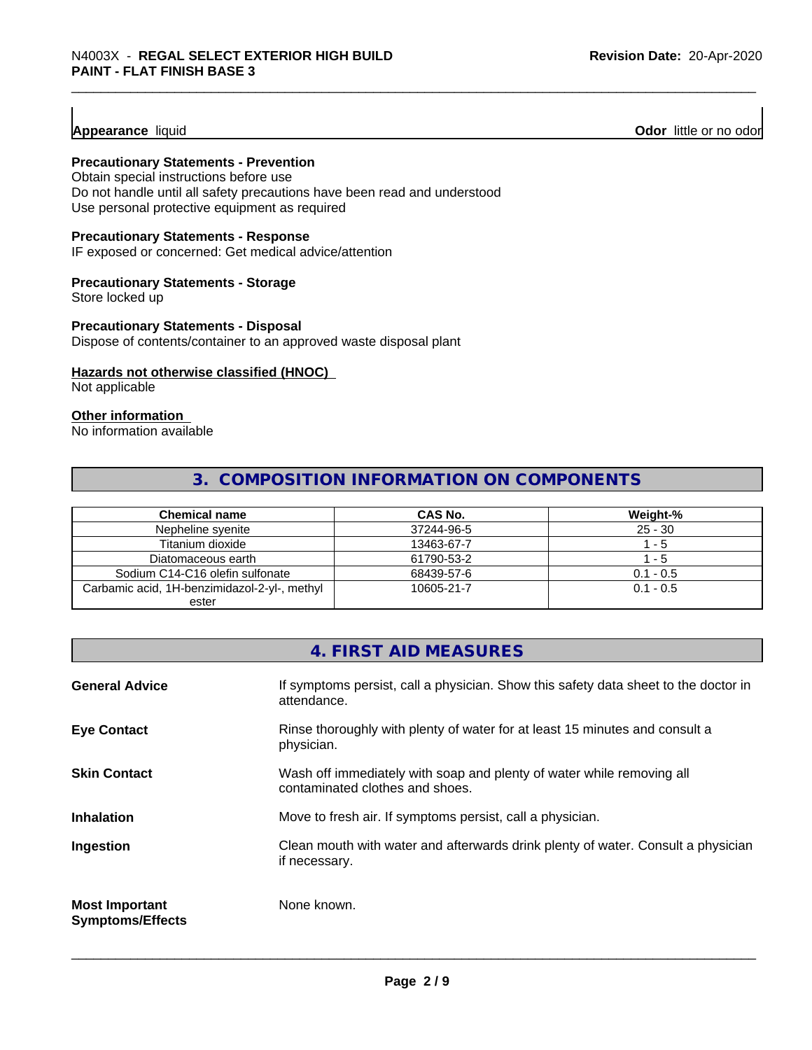**Appearance** liquid **Odor** little or no odor

**Precautionary Statements - Prevention**
Obtain special instructions before use
Do not handle until all safety precautions have been read and understood
Use personal protective equipment as required

**Precautionary Statements - Response**
IF exposed or concerned: Get medical advice/attention

**Precautionary Statements - Storage**
Store locked up

**Precautionary Statements - Disposal**
Dispose of contents/container to an approved waste disposal plant

**Hazards not otherwise classified (HNOC)**
Not applicable

**Other information**
No information available

## 3. COMPOSITION INFORMATION ON COMPONENTS

| Chemical name | CAS No. | Weight-% |
|---|---|---|
| Nepheline syenite | 37244-96-5 | 25 - 30 |
| Titanium dioxide | 13463-67-7 | 1 - 5 |
| Diatomaceous earth | 61790-53-2 | 1 - 5 |
| Sodium C14-C16 olefin sulfonate | 68439-57-6 | 0.1 - 0.5 |
| Carbamic acid, 1H-benzimidazol-2-yl-, methyl ester | 10605-21-7 | 0.1 - 0.5 |

## 4. FIRST AID MEASURES

**General Advice** If symptoms persist, call a physician. Show this safety data sheet to the doctor in attendance.

**Eye Contact** Rinse thoroughly with plenty of water for at least 15 minutes and consult a physician.

**Skin Contact** Wash off immediately with soap and plenty of water while removing all contaminated clothes and shoes.

**Inhalation** Move to fresh air. If symptoms persist, call a physician.

**Ingestion** Clean mouth with water and afterwards drink plenty of water. Consult a physician if necessary.

**Most Important Symptoms/Effects** None known.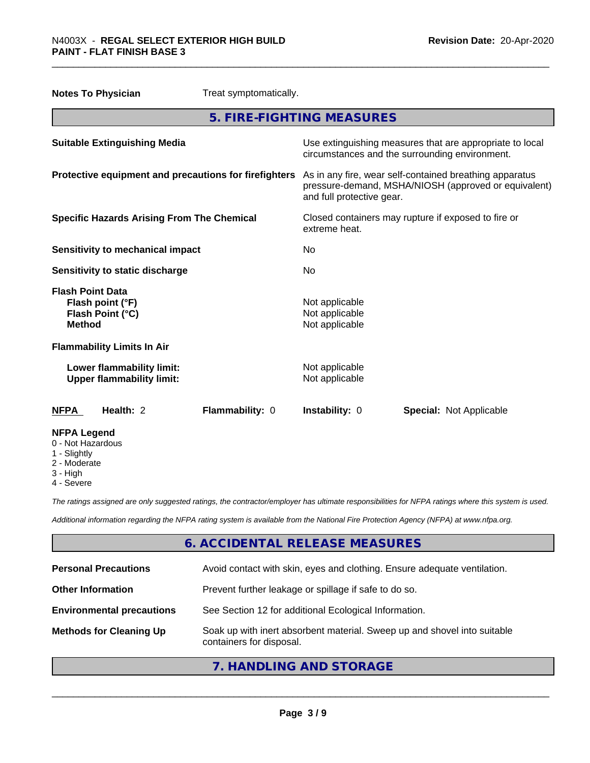| | |
|---|---|
| **Notes To Physician** | Treat symptomatically. |

## 5. FIRE-FIGHTING MEASURES

| | |
|---|---|
| **Suitable Extinguishing Media** | Use extinguishing measures that are appropriate to local circumstances and the surrounding environment. |
| **Protective equipment and precautions for firefighters** | As in any fire, wear self-contained breathing apparatus pressure-demand, MSHA/NIOSH (approved or equivalent) and full protective gear. |
| **Specific Hazards Arising From The Chemical** | Closed containers may rupture if exposed to fire or extreme heat. |
| **Sensitivity to mechanical impact** | No |
| **Sensitivity to static discharge** | No |

**Flash Point Data**

| | |
|---|---|
| **Flash point (°F)** | Not applicable |
| **Flash Point (°C)** | Not applicable |
| **Method** | Not applicable |

**Flammability Limits In Air**

| | |
|---|---|
| **Lower flammability limit:** | Not applicable |
| **Upper flammability limit:** | Not applicable |

| **NFPA** | **Health:** 2 | **Flammability:** 0 | **Instability:** 0 | **Special:** Not Applicable |
|---|---|---|---|---|

**NFPA Legend**
- 0 - Not Hazardous
- 1 - Slightly
- 2 - Moderate
- 3 - High
- 4 - Severe

*The ratings assigned are only suggested ratings, the contractor/employer has ultimate responsibilities for NFPA ratings where this system is used.*

*Additional information regarding the NFPA rating system is available from the National Fire Protection Agency (NFPA) at www.nfpa.org.*

## 6. ACCIDENTAL RELEASE MEASURES

| | |
|---|---|
| **Personal Precautions** | Avoid contact with skin, eyes and clothing. Ensure adequate ventilation. |
| **Other Information** | Prevent further leakage or spillage if safe to do so. |
| **Environmental precautions** | See Section 12 for additional Ecological Information. |
| **Methods for Cleaning Up** | Soak up with inert absorbent material. Sweep up and shovel into suitable containers for disposal. |

## 7. HANDLING AND STORAGE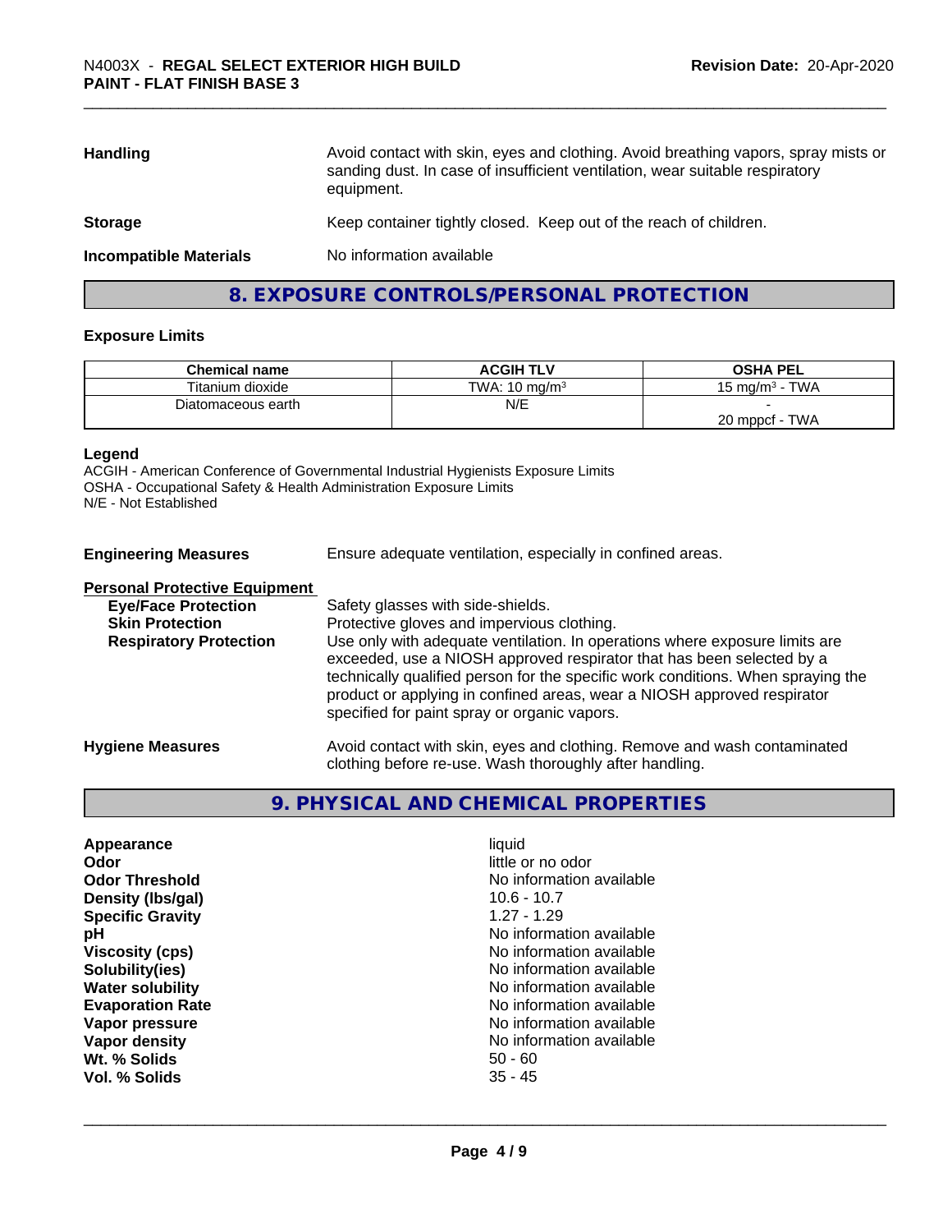| | |
|---|---|
| **Handling** | Avoid contact with skin, eyes and clothing. Avoid breathing vapors, spray mists or sanding dust. In case of insufficient ventilation, wear suitable respiratory equipment. |
| **Storage** | Keep container tightly closed. Keep out of the reach of children. |
| **Incompatible Materials** | No information available |

## 8. EXPOSURE CONTROLS/PERSONAL PROTECTION

### Exposure Limits

| Chemical name | ACGIH TLV | OSHA PEL |
|---|---|---|
| Titanium dioxide | TWA: 10 mg/m³ | 15 mg/m³ - TWA |
| Diatomaceous earth | N/E | -<br>20 mppcf - TWA |

**Legend**
ACGIH - American Conference of Governmental Industrial Hygienists Exposure Limits
OSHA - Occupational Safety & Health Administration Exposure Limits
N/E - Not Established

| | |
|---|---|
| **Engineering Measures** | Ensure adequate ventilation, especially in confined areas. |
| **Personal Protective Equipment** | |
| **Eye/Face Protection** | Safety glasses with side-shields. |
| **Skin Protection** | Protective gloves and impervious clothing. |
| **Respiratory Protection** | Use only with adequate ventilation. In operations where exposure limits are exceeded, use a NIOSH approved respirator that has been selected by a technically qualified person for the specific work conditions. When spraying the product or applying in confined areas, wear a NIOSH approved respirator specified for paint spray or organic vapors. |
| **Hygiene Measures** | Avoid contact with skin, eyes and clothing. Remove and wash contaminated clothing before re-use. Wash thoroughly after handling. |

## 9. PHYSICAL AND CHEMICAL PROPERTIES

| | |
|---|---|
| **Appearance** | liquid |
| **Odor** | little or no odor |
| **Odor Threshold** | No information available |
| **Density (lbs/gal)** | 10.6 - 10.7 |
| **Specific Gravity** | 1.27 - 1.29 |
| **pH** | No information available |
| **Viscosity (cps)** | No information available |
| **Solubility(ies)** | No information available |
| **Water solubility** | No information available |
| **Evaporation Rate** | No information available |
| **Vapor pressure** | No information available |
| **Vapor density** | No information available |
| **Wt. % Solids** | 50 - 60 |
| **Vol. % Solids** | 35 - 45 |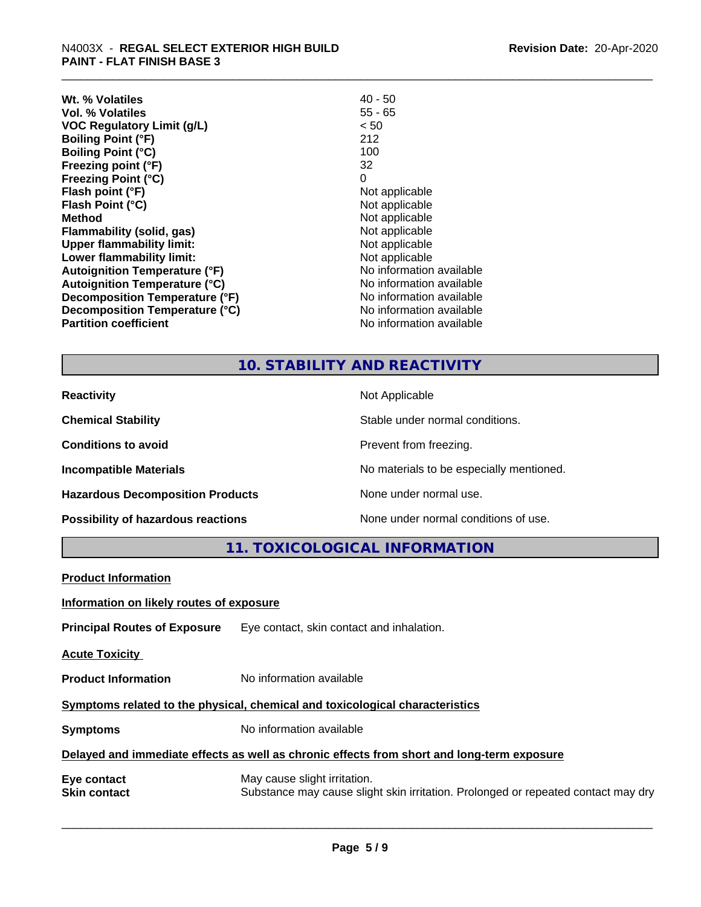| | |
|---|---|
| **Wt. % Volatiles** | 40 - 50 |
| **Vol. % Volatiles** | 55 - 65 |
| **VOC Regulatory Limit (g/L)** | < 50 |
| **Boiling Point (°F)** | 212 |
| **Boiling Point (°C)** | 100 |
| **Freezing point (°F)** | 32 |
| **Freezing Point (°C)** | 0 |
| **Flash point (°F)** | Not applicable |
| **Flash Point (°C)** | Not applicable |
| **Method** | Not applicable |
| **Flammability (solid, gas)** | Not applicable |
| **Upper flammability limit:** | Not applicable |
| **Lower flammability limit:** | Not applicable |
| **Autoignition Temperature (°F)** | No information available |
| **Autoignition Temperature (°C)** | No information available |
| **Decomposition Temperature (°F)** | No information available |
| **Decomposition Temperature (°C)** | No information available |
| **Partition coefficient** | No information available |

## 10. STABILITY AND REACTIVITY

| | |
|---|---|
| **Reactivity** | Not Applicable |
| **Chemical Stability** | Stable under normal conditions. |
| **Conditions to avoid** | Prevent from freezing. |
| **Incompatible Materials** | No materials to be especially mentioned. |
| **Hazardous Decomposition Products** | None under normal use. |
| **Possibility of hazardous reactions** | None under normal conditions of use. |

## 11. TOXICOLOGICAL INFORMATION

**Product Information**

**Information on likely routes of exposure**

**Principal Routes of Exposure** Eye contact, skin contact and inhalation.

**Acute Toxicity**

**Product Information** No information available

**Symptoms related to the physical, chemical and toxicological characteristics**

**Symptoms** No information available

**Delayed and immediate effects as well as chronic effects from short and long-term exposure**

**Eye contact** May cause slight irritation.

**Skin contact** Substance may cause slight skin irritation. Prolonged or repeated contact may dry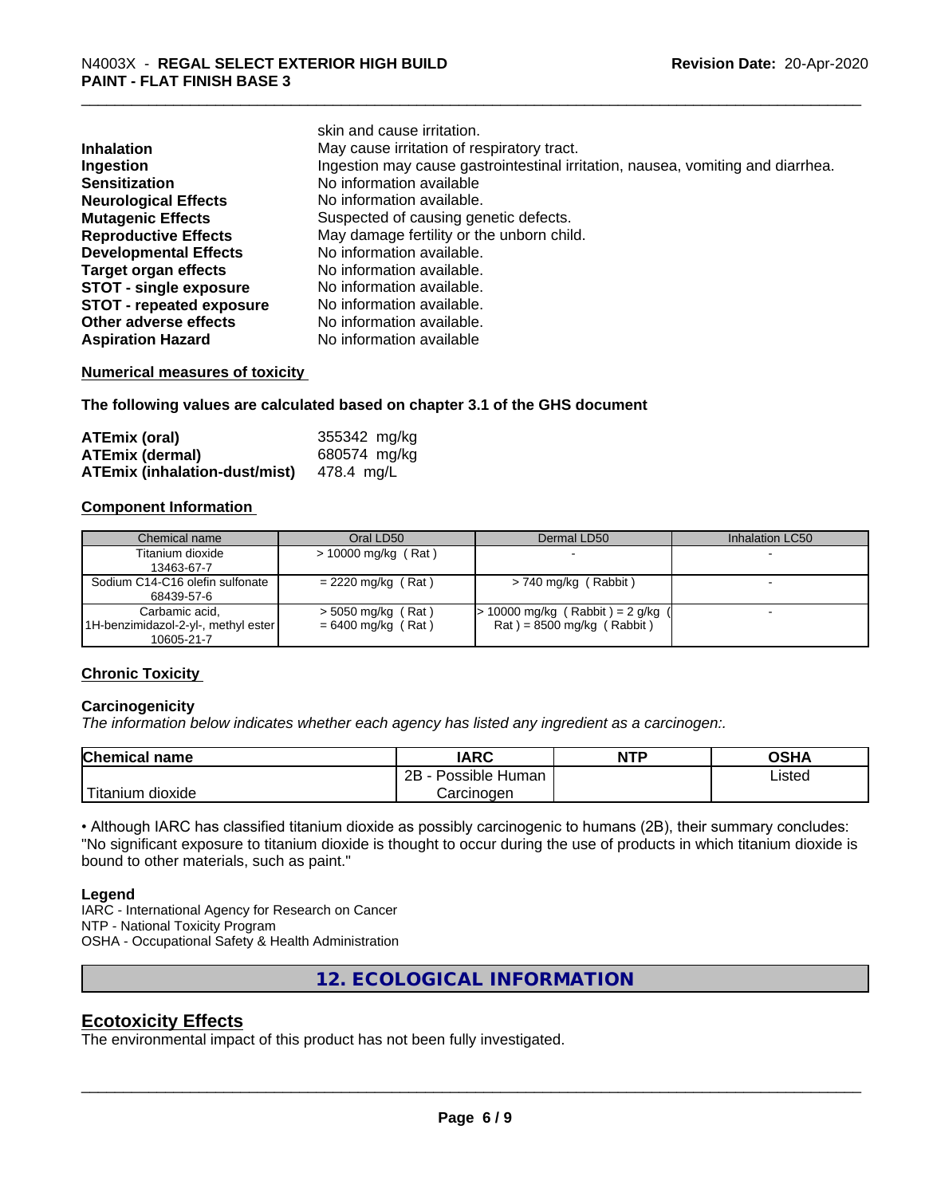skin and cause irritation.

| | |
|---|---|
| **Inhalation** | May cause irritation of respiratory tract. |
| **Ingestion** | Ingestion may cause gastrointestinal irritation, nausea, vomiting and diarrhea. |
| **Sensitization** | No information available |
| **Neurological Effects** | No information available. |
| **Mutagenic Effects** | Suspected of causing genetic defects. |
| **Reproductive Effects** | May damage fertility or the unborn child. |
| **Developmental Effects** | No information available. |
| **Target organ effects** | No information available. |
| **STOT - single exposure** | No information available. |
| **STOT - repeated exposure** | No information available. |
| **Other adverse effects** | No information available. |
| **Aspiration Hazard** | No information available |

**Numerical measures of toxicity**

**The following values are calculated based on chapter 3.1 of the GHS document**

| | |
|---|---|
| **ATEmix (oral)** | 355342 mg/kg |
| **ATEmix (dermal)** | 680574 mg/kg |
| **ATEmix (inhalation-dust/mist)** | 478.4 mg/L |

**Component Information**

| Chemical name | Oral LD50 | Dermal LD50 | Inhalation LC50 |
|---|---|---|---|
| Titanium dioxide 13463-67-7 | > 10000 mg/kg ( Rat ) | - | - |
| Sodium C14-C16 olefin sulfonate 68439-57-6 | = 2220 mg/kg ( Rat ) | > 740 mg/kg ( Rabbit ) | - |
| Carbamic acid, 1H-benzimidazol-2-yl-, methyl ester 10605-21-7 | > 5050 mg/kg ( Rat ) = 6400 mg/kg ( Rat ) | > 10000 mg/kg ( Rabbit ) = 2 g/kg ( Rat ) = 8500 mg/kg ( Rabbit ) | - |

**Chronic Toxicity**

**Carcinogenicity**

*The information below indicates whether each agency has listed any ingredient as a carcinogen:.*

| Chemical name | IARC | NTP | OSHA |
|---|---|---|---|
| Titanium dioxide | 2B - Possible Human Carcinogen | | Listed |

• Although IARC has classified titanium dioxide as possibly carcinogenic to humans (2B), their summary concludes: "No significant exposure to titanium dioxide is thought to occur during the use of products in which titanium dioxide is bound to other materials, such as paint."

**Legend**

IARC - International Agency for Research on Cancer
NTP - National Toxicity Program
OSHA - Occupational Safety & Health Administration

## 12. ECOLOGICAL INFORMATION

## Ecotoxicity Effects

The environmental impact of this product has not been fully investigated.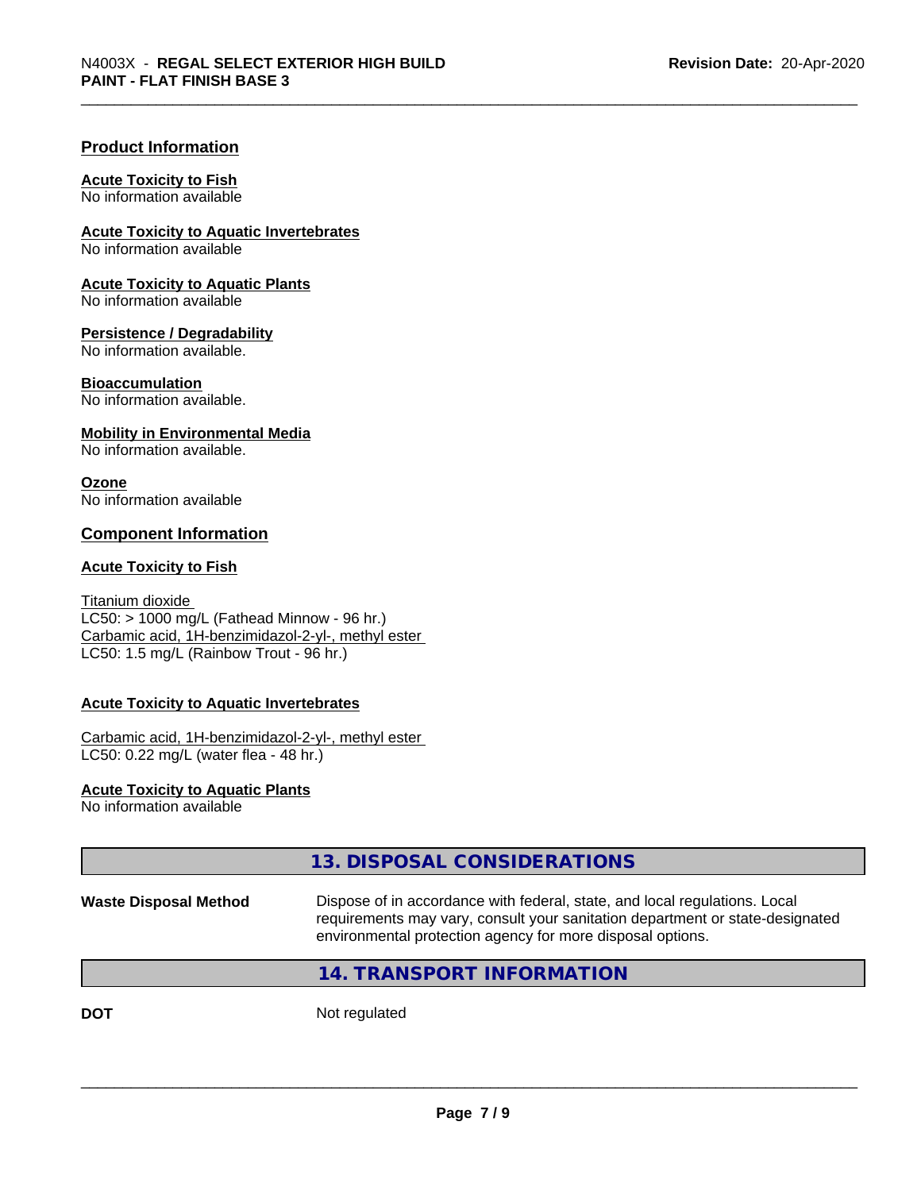## Product Information

**Acute Toxicity to Fish**
No information available

**Acute Toxicity to Aquatic Invertebrates**
No information available

**Acute Toxicity to Aquatic Plants**
No information available

**Persistence / Degradability**
No information available.

**Bioaccumulation**
No information available.

**Mobility in Environmental Media**
No information available.

**Ozone**
No information available

## Component Information

**Acute Toxicity to Fish**

Titanium dioxide
LC50: > 1000 mg/L (Fathead Minnow - 96 hr.)
Carbamic acid, 1H-benzimidazol-2-yl-, methyl ester
LC50: 1.5 mg/L (Rainbow Trout - 96 hr.)

**Acute Toxicity to Aquatic Invertebrates**

Carbamic acid, 1H-benzimidazol-2-yl-, methyl ester
LC50: 0.22 mg/L (water flea - 48 hr.)

**Acute Toxicity to Aquatic Plants**
No information available

## 13. DISPOSAL CONSIDERATIONS

| | |
|---|---|
| **Waste Disposal Method** | Dispose of in accordance with federal, state, and local regulations. Local requirements may vary, consult your sanitation department or state-designated environmental protection agency for more disposal options. |

## 14. TRANSPORT INFORMATION

| | |
|---|---|
| **DOT** | Not regulated |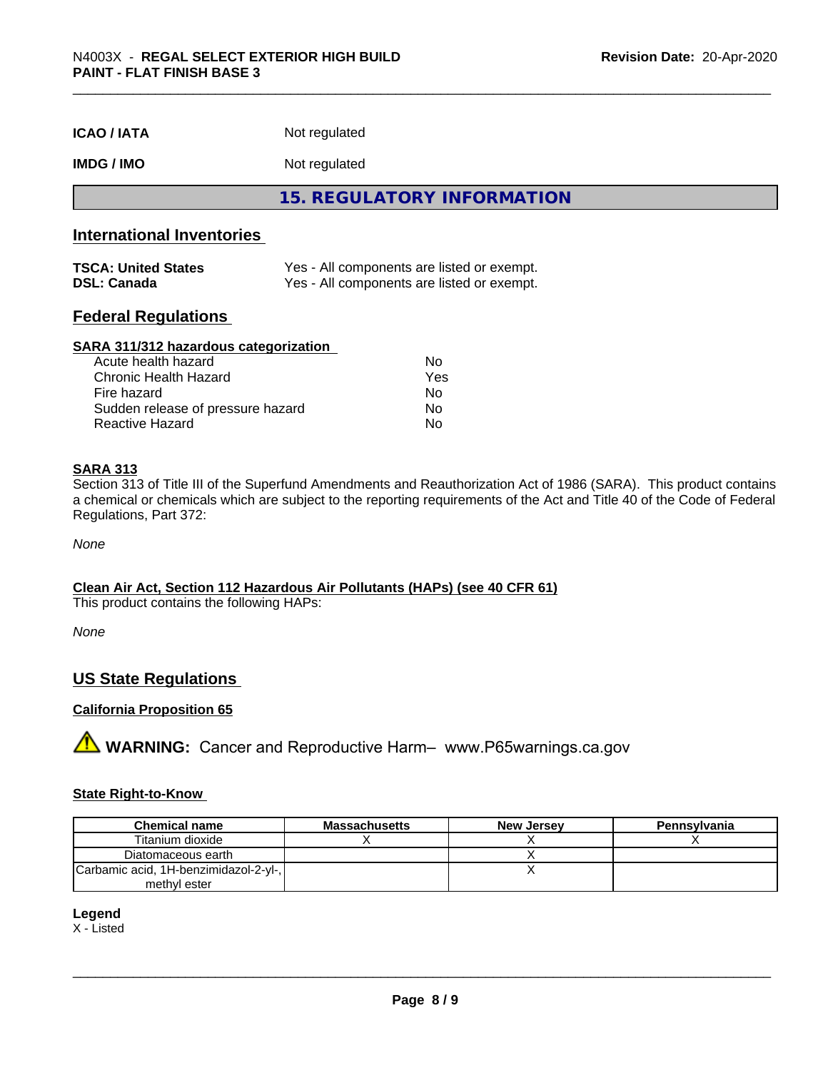| | |
|---|---|
| **ICAO / IATA** | Not regulated |
| **IMDG / IMO** | Not regulated |

## 15. REGULATORY INFORMATION

### International Inventories

| | |
|---|---|
| **TSCA: United States** | Yes - All components are listed or exempt. |
| **DSL: Canada** | Yes - All components are listed or exempt. |

### Federal Regulations

**SARA 311/312 hazardous categorization**

| | |
|---|---|
| Acute health hazard | No |
| Chronic Health Hazard | Yes |
| Fire hazard | No |
| Sudden release of pressure hazard | No |
| Reactive Hazard | No |

**SARA 313**

Section 313 of Title III of the Superfund Amendments and Reauthorization Act of 1986 (SARA). This product contains a chemical or chemicals which are subject to the reporting requirements of the Act and Title 40 of the Code of Federal Regulations, Part 372:

*None*

**Clean Air Act, Section 112 Hazardous Air Pollutants (HAPs) (see 40 CFR 61)**

This product contains the following HAPs:

*None*

### US State Regulations

**California Proposition 65**

⚠ **WARNING:** Cancer and Reproductive Harm– www.P65warnings.ca.gov

**State Right-to-Know**

| Chemical name | Massachusetts | New Jersey | Pennsylvania |
|---|---|---|---|
| Titanium dioxide | X | X | X |
| Diatomaceous earth | | X | |
| Carbamic acid, 1H-benzimidazol-2-yl-, methyl ester | | X | |

**Legend**

X - Listed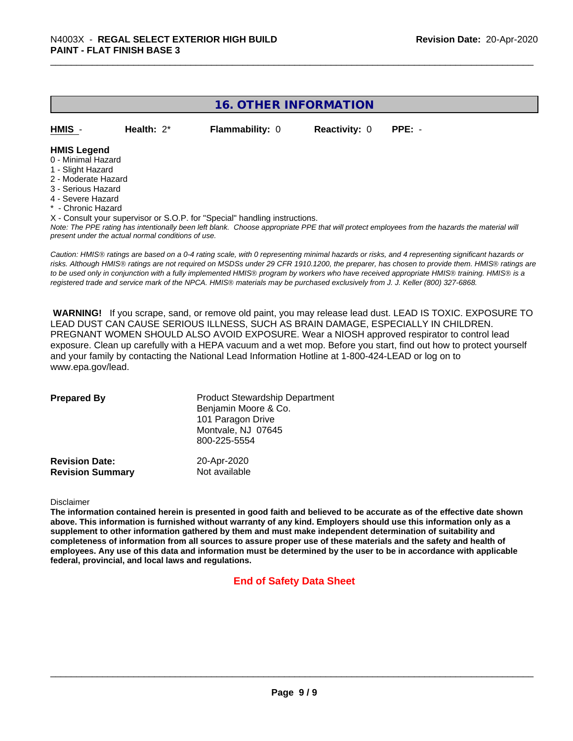## 16. OTHER INFORMATION

| HMIS - | Health: 2* | Flammability: 0 | Reactivity: 0 | PPE: - |
|---|---|---|---|---|

**HMIS Legend**

0 - Minimal Hazard
1 - Slight Hazard
2 - Moderate Hazard
3 - Serious Hazard
4 - Severe Hazard
* - Chronic Hazard
X - Consult your supervisor or S.O.P. for "Special" handling instructions.

*Note: The PPE rating has intentionally been left blank. Choose appropriate PPE that will protect employees from the hazards the material will present under the actual normal conditions of use.*

*Caution: HMIS® ratings are based on a 0-4 rating scale, with 0 representing minimal hazards or risks, and 4 representing significant hazards or risks. Although HMIS® ratings are not required on MSDSs under 29 CFR 1910.1200, the preparer, has chosen to provide them. HMIS® ratings are to be used only in conjunction with a fully implemented HMIS® program by workers who have received appropriate HMIS® training. HMIS® is a registered trade and service mark of the NPCA. HMIS® materials may be purchased exclusively from J. J. Keller (800) 327-6868.*

**WARNING!** If you scrape, sand, or remove old paint, you may release lead dust. LEAD IS TOXIC. EXPOSURE TO LEAD DUST CAN CAUSE SERIOUS ILLNESS, SUCH AS BRAIN DAMAGE, ESPECIALLY IN CHILDREN. PREGNANT WOMEN SHOULD ALSO AVOID EXPOSURE. Wear a NIOSH approved respirator to control lead exposure. Clean up carefully with a HEPA vacuum and a wet mop. Before you start, find out how to protect yourself and your family by contacting the National Lead Information Hotline at 1-800-424-LEAD or log on to www.epa.gov/lead.

**Prepared By**

Product Stewardship Department
Benjamin Moore & Co.
101 Paragon Drive
Montvale, NJ 07645
800-225-5554

**Revision Date:** 20-Apr-2020
**Revision Summary** Not available

Disclaimer

**The information contained herein is presented in good faith and believed to be accurate as of the effective date shown above. This information is furnished without warranty of any kind. Employers should use this information only as a supplement to other information gathered by them and must make independent determination of suitability and completeness of information from all sources to assure proper use of these materials and the safety and health of employees. Any use of this data and information must be determined by the user to be in accordance with applicable federal, provincial, and local laws and regulations.**

**End of Safety Data Sheet**